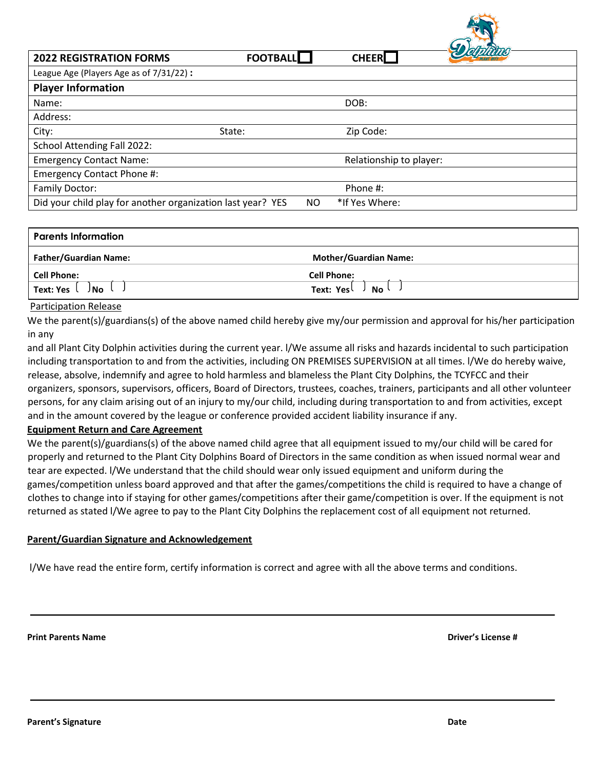| 2022 REGISTRATION FORMS | FOOTBALL ☐ | CHEER ☐ | |
|---|---|---|---|
| League Age (Players Age as of 7/31/22) **:** | | | |
| **Player Information** | | | |
| Name: | | DOB: | |
| Address: | | | |
| City: | State: | Zip Code: | |
| School Attending Fall 2022: | | | |
| Emergency Contact Name: | | Relationship to player: | |
| Emergency Contact Phone #: | | | |
| Family Doctor: | | Phone #: | |
| Did your child play for another organization last year? YES | NO | *If Yes Where: | |

| Parents Information | |
|---|---|
| **Father/Guardian Name:** | **Mother/Guardian Name:** |
| **Cell Phone:** | **Cell Phone:** |
| **Text: Yes** ( ) **No** ( ) | **Text: Yes** ( ) **No** ( ) |

Participation Release

We the parent(s)/guardians(s) of the above named child hereby give my/our permission and approval for his/her participation in any

and all Plant City Dolphin activities during the current year. I/We assume all risks and hazards incidental to such participation including transportation to and from the activities, including ON PREMISES SUPERVISION at all times. I/We do hereby waive, release, absolve, indemnify and agree to hold harmless and blameless the Plant City Dolphins, the TCYFCC and their organizers, sponsors, supervisors, officers, Board of Directors, trustees, coaches, trainers, participants and all other volunteer persons, for any claim arising out of an injury to my/our child, including during transportation to and from activities, except and in the amount covered by the league or conference provided accident liability insurance if any.

**Equipment Return and Care Agreement**

We the parent(s)/guardians(s) of the above named child agree that all equipment issued to my/our child will be cared for properly and returned to the Plant City Dolphins Board of Directors in the same condition as when issued normal wear and tear are expected. I/We understand that the child should wear only issued equipment and uniform during the games/competition unless board approved and that after the games/competitions the child is required to have a change of clothes to change into if staying for other games/competitions after their game/competition is over. If the equipment is not returned as stated I/We agree to pay to the Plant City Dolphins the replacement cost of all equipment not returned.

**Parent/Guardian Signature and Acknowledgement**

I/We have read the entire form, certify information is correct and agree with all the above terms and conditions.

______________________________________________________________________

**Print Parents Name** **Driver's License #**

______________________________________________________________________

**Parent's Signature** **Date**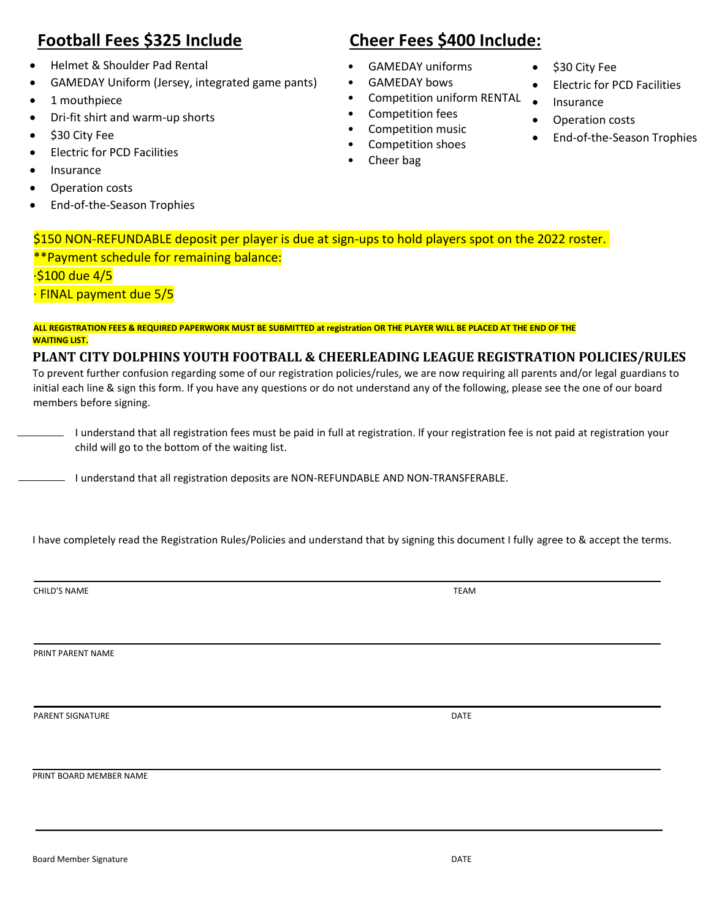## Football Fees $325 Include

- Helmet & Shoulder Pad Rental
- GAMEDAY Uniform (Jersey, integrated game pants)
- 1 mouthpiece
- Dri-fit shirt and warm-up shorts
- $30 City Fee
- Electric for PCD Facilities
- Insurance
- Operation costs
- End-of-the-Season Trophies

## Cheer Fees $400 Include:

- GAMEDAY uniforms
- GAMEDAY bows
- Competition uniform RENTAL
- Competition fees
- Competition music
- Competition shoes
- Cheer bag
- $30 City Fee
- Electric for PCD Facilities
- Insurance
- Operation costs
- End-of-the-Season Trophies

$150 NON-REFUNDABLE deposit per player is due at sign-ups to hold players spot on the 2022 roster.

**Payment schedule for remaining balance:

·$100 due 4/5

· FINAL payment due 5/5

**ALL REGISTRATION FEES & REQUIRED PAPERWORK MUST BE SUBMITTED at registration OR THE PLAYER WILL BE PLACED AT THE END OF THE WAITING LIST.**

### PLANT CITY DOLPHINS YOUTH FOOTBALL & CHEERLEADING LEAGUE REGISTRATION POLICIES/RULES

To prevent further confusion regarding some of our registration policies/rules, we are now requiring all parents and/or legal guardians to initial each line & sign this form. If you have any questions or do not understand any of the following, please see the one of our board members before signing.

________ I understand that all registration fees must be paid in full at registration. If your registration fee is not paid at registration your child will go to the bottom of the waiting list.

________ I understand that all registration deposits are NON-REFUNDABLE AND NON-TRANSFERABLE.

I have completely read the Registration Rules/Policies and understand that by signing this document I fully agree to & accept the terms.

CHILD'S NAME TEAM

PRINT PARENT NAME

PARENT SIGNATURE DATE

PRINT BOARD MEMBER NAME

Board Member Signature DATE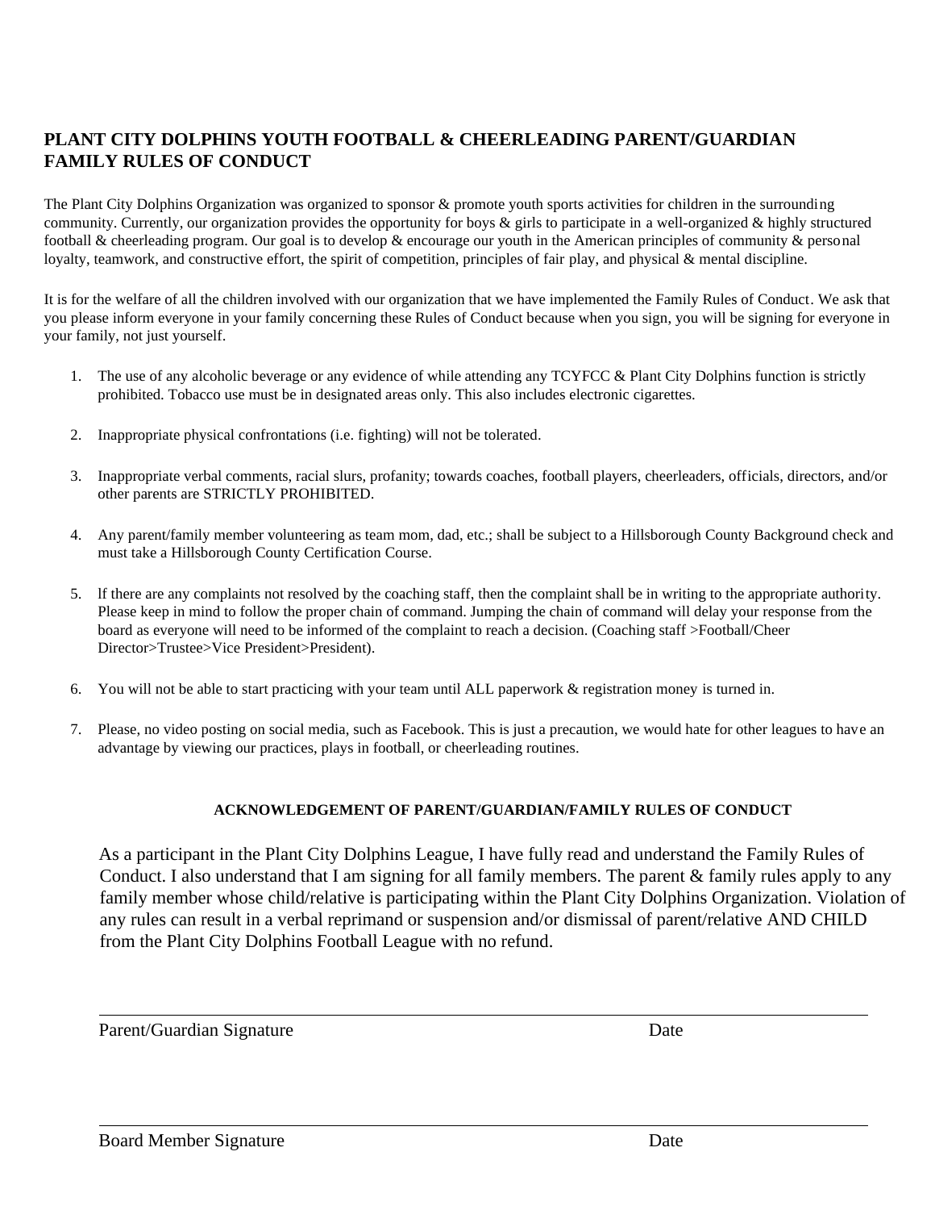## PLANT CITY DOLPHINS YOUTH FOOTBALL & CHEERLEADING PARENT/GUARDIAN FAMILY RULES OF CONDUCT

The Plant City Dolphins Organization was organized to sponsor & promote youth sports activities for children in the surrounding community. Currently, our organization provides the opportunity for boys & girls to participate in a well-organized & highly structured football & cheerleading program. Our goal is to develop & encourage our youth in the American principles of community & personal loyalty, teamwork, and constructive effort, the spirit of competition, principles of fair play, and physical & mental discipline.

It is for the welfare of all the children involved with our organization that we have implemented the Family Rules of Conduct. We ask that you please inform everyone in your family concerning these Rules of Conduct because when you sign, you will be signing for everyone in your family, not just yourself.

1. The use of any alcoholic beverage or any evidence of while attending any TCYFCC & Plant City Dolphins function is strictly prohibited. Tobacco use must be in designated areas only. This also includes electronic cigarettes.
2. Inappropriate physical confrontations (i.e. fighting) will not be tolerated.
3. Inappropriate verbal comments, racial slurs, profanity; towards coaches, football players, cheerleaders, officials, directors, and/or other parents are STRICTLY PROHIBITED.
4. Any parent/family member volunteering as team mom, dad, etc.; shall be subject to a Hillsborough County Background check and must take a Hillsborough County Certification Course.
5. lf there are any complaints not resolved by the coaching staff, then the complaint shall be in writing to the appropriate authority. Please keep in mind to follow the proper chain of command. Jumping the chain of command will delay your response from the board as everyone will need to be informed of the complaint to reach a decision. (Coaching staff >Football/Cheer Director>Trustee>Vice President>President).
6. You will not be able to start practicing with your team until ALL paperwork & registration money is turned in.
7. Please, no video posting on social media, such as Facebook. This is just a precaution, we would hate for other leagues to have an advantage by viewing our practices, plays in football, or cheerleading routines.

### ACKNOWLEDGEMENT OF PARENT/GUARDIAN/FAMILY RULES OF CONDUCT

As a participant in the Plant City Dolphins League, I have fully read and understand the Family Rules of Conduct. I also understand that I am signing for all family members. The parent & family rules apply to any family member whose child/relative is participating within the Plant City Dolphins Organization. Violation of any rules can result in a verbal reprimand or suspension and/or dismissal of parent/relative AND CHILD from the Plant City Dolphins Football League with no refund.

Parent/Guardian Signature Date

Board Member Signature Date